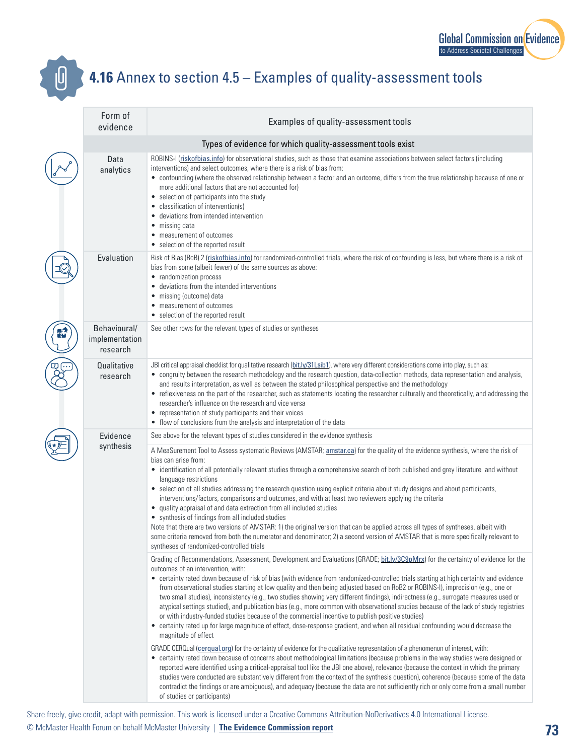# 4.16 Annex to section 4.5 – Examples of quality-assessment tools

| Form of evidence | Examples of quality-assessment tools |
|---|---|
| **Types of evidence for which quality-assessment tools exist** | |
| Data analytics | ROBINS-I (riskofbias.info) for observational studies, such as those that examine associations between select factors (including interventions) and select outcomes, where there is a risk of bias from: <br>• confounding (where the observed relationship between a factor and an outcome, differs from the true relationship because of one or more additional factors that are not accounted for) <br>• selection of participants into the study <br>• classification of intervention(s) <br>• deviations from intended intervention <br>• missing data <br>• measurement of outcomes <br>• selection of the reported result |
| Evaluation | Risk of Bias (RoB) 2 (riskofbias.info) for randomized-controlled trials, where the risk of confounding is less, but where there is a risk of bias from some (albeit fewer) of the same sources as above: <br>• randomization process <br>• deviations from the intended interventions <br>• missing (outcome) data <br>• measurement of outcomes <br>• selection of the reported result |
| Behavioural/ implementation research | See other rows for the relevant types of studies or syntheses |
| Qualitative research | JBI critical appraisal checklist for qualitative research (bit.ly/31Lsib1), where very different considerations come into play, such as: <br>• congruity between the research methodology and the research question, data-collection methods, data representation and analysis, and results interpretation, as well as between the stated philosophical perspective and the methodology <br>• reflexiveness on the part of the researcher, such as statements locating the researcher culturally and theoretically, and addressing the researcher's influence on the research and vice versa <br>• representation of study participants and their voices <br>• flow of conclusions from the analysis and interpretation of the data |
| Evidence synthesis | See above for the relevant types of studies considered in the evidence synthesis |
| | A MeaSurement Tool to Assess systematic Reviews (AMSTAR; amstar.ca) for the quality of the evidence synthesis, where the risk of bias can arise from: <br>• identification of all potentially relevant studies through a comprehensive search of both published and grey literature and without language restrictions <br>• selection of all studies addressing the research question using explicit criteria about study designs and about participants, interventions/factors, comparisons and outcomes, and with at least two reviewers applying the criteria <br>• quality appraisal of and data extraction from all included studies <br>• synthesis of findings from all included studies <br>Note that there are two versions of AMSTAR: 1) the original version that can be applied across all types of syntheses, albeit with some criteria removed from both the numerator and denominator; 2) a second version of AMSTAR that is more specifically relevant to syntheses of randomized-controlled trials |
| | Grading of Recommendations, Assessment, Development and Evaluations (GRADE; bit.ly/3C9pMrx) for the certainty of evidence for the outcomes of an intervention, with: <br>• certainty rated down because of risk of bias (with evidence from randomized-controlled trials starting at high certainty and evidence from observational studies starting at low quality and then being adjusted based on RoB2 or ROBINS-I), imprecision (e.g., one or two small studies), inconsistency (e.g., two studies showing very different findings), indirectness (e.g., surrogate measures used or atypical settings studied), and publication bias (e.g., more common with observational studies because of the lack of study registries or with industry-funded studies because of the commercial incentive to publish positive studies) <br>• certainty rated up for large magnitude of effect, dose-response gradient, and when all residual confounding would decrease the magnitude of effect |
| | GRADE CERQual (cerqual.org) for the certainty of evidence for the qualitative representation of a phenomenon of interest, with: <br>• certainty rated down because of concerns about methodological limitations (because problems in the way studies were designed or reported were identified using a critical-appraisal tool like the JBI one above), relevance (because the context in which the primary studies were conducted are substantively different from the context of the synthesis question), coherence (because some of the data contradict the findings or are ambiguous), and adequacy (because the data are not sufficiently rich or only come from a small number of studies or participants) |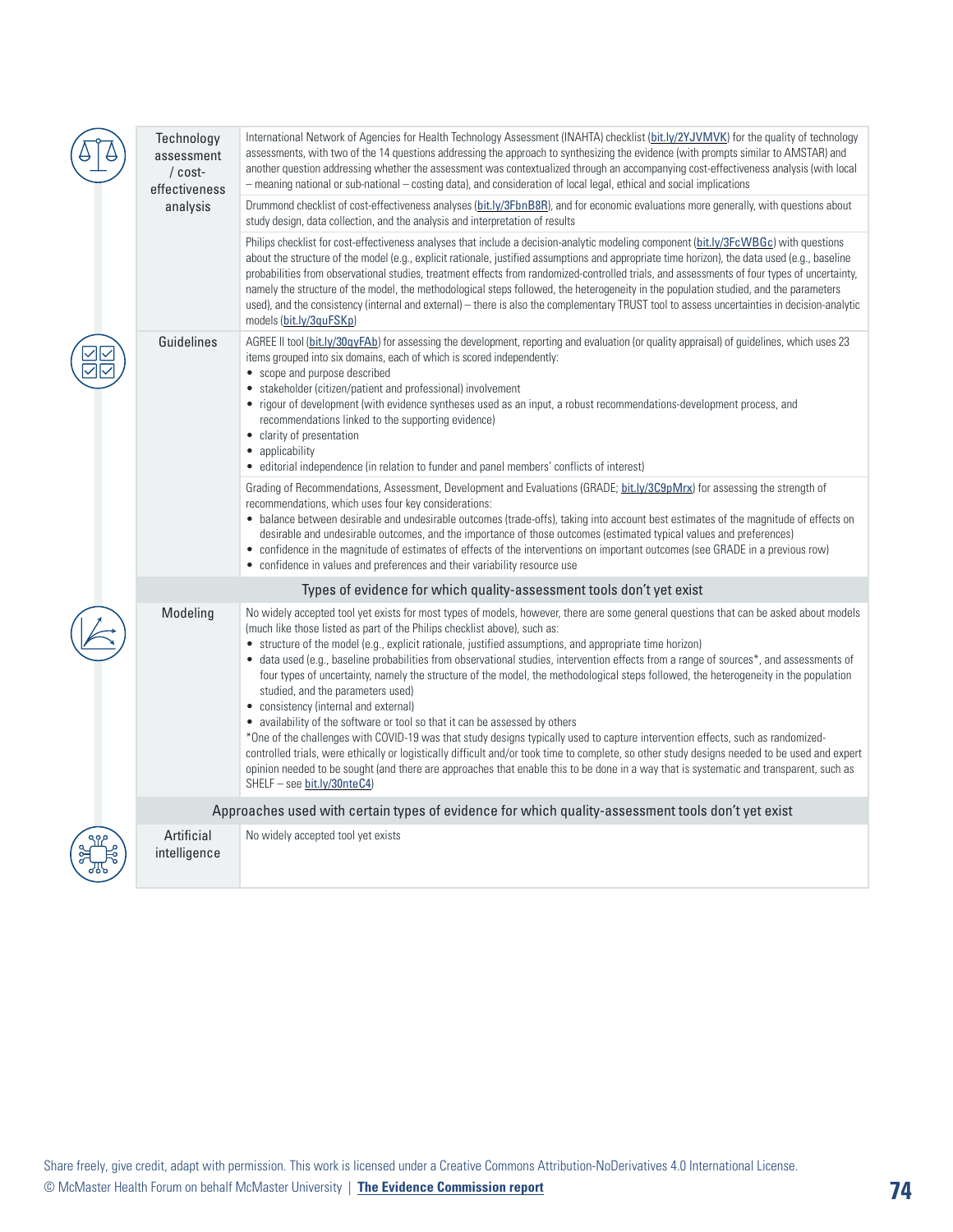| | |
|---|---|
| Technology assessment / cost-effectiveness analysis | International Network of Agencies for Health Technology Assessment (INAHTA) checklist (bit.ly/2YJVMVK) for the quality of technology assessments, with two of the 14 questions addressing the approach to synthesizing the evidence (with prompts similar to AMSTAR) and another question addressing whether the assessment was contextualized through an accompanying cost-effectiveness analysis (with local – meaning national or sub-national – costing data), and consideration of local legal, ethical and social implications |
| | Drummond checklist of cost-effectiveness analyses (bit.ly/3FbnB8R), and for economic evaluations more generally, with questions about study design, data collection, and the analysis and interpretation of results |
| | Philips checklist for cost-effectiveness analyses that include a decision-analytic modeling component (bit.ly/3FcWBGc) with questions about the structure of the model (e.g., explicit rationale, justified assumptions and appropriate time horizon), the data used (e.g., baseline probabilities from observational studies, treatment effects from randomized-controlled trials, and assessments of four types of uncertainty, namely the structure of the model, the methodological steps followed, the heterogeneity in the population studied, and the parameters used), and the consistency (internal and external) – there is also the complementary TRUST tool to assess uncertainties in decision-analytic models (bit.ly/3quFSKp) |
| Guidelines | AGREE II tool (bit.ly/30qyFAb) for assessing the development, reporting and evaluation (or quality appraisal) of guidelines, which uses 23 items grouped into six domains, each of which is scored independently:<br>• scope and purpose described<br>• stakeholder (citizen/patient and professional) involvement<br>• rigour of development (with evidence syntheses used as an input, a robust recommendations-development process, and recommendations linked to the supporting evidence)<br>• clarity of presentation<br>• applicability<br>• editorial independence (in relation to funder and panel members' conflicts of interest) |
| | Grading of Recommendations, Assessment, Development and Evaluations (GRADE; bit.ly/3C9pMrx) for assessing the strength of recommendations, which uses four key considerations:<br>• balance between desirable and undesirable outcomes (trade-offs), taking into account best estimates of the magnitude of effects on desirable and undesirable outcomes, and the importance of those outcomes (estimated typical values and preferences)<br>• confidence in the magnitude of estimates of effects of the interventions on important outcomes (see GRADE in a previous row)<br>• confidence in values and preferences and their variability resource use |
| **Types of evidence for which quality-assessment tools don't yet exist** | |
| Modeling | No widely accepted tool yet exists for most types of models, however, there are some general questions that can be asked about models (much like those listed as part of the Philips checklist above), such as:<br>• structure of the model (e.g., explicit rationale, justified assumptions, and appropriate time horizon)<br>• data used (e.g., baseline probabilities from observational studies, intervention effects from a range of sources*, and assessments of four types of uncertainty, namely the structure of the model, the methodological steps followed, the heterogeneity in the population studied, and the parameters used)<br>• consistency (internal and external)<br>• availability of the software or tool so that it can be assessed by others<br>*One of the challenges with COVID-19 was that study designs typically used to capture intervention effects, such as randomized-controlled trials, were ethically or logistically difficult and/or took time to complete, so other study designs needed to be used and expert opinion needed to be sought (and there are approaches that enable this to be done in a way that is systematic and transparent, such as SHELF – see bit.ly/30nteC4) |
| **Approaches used with certain types of evidence for which quality-assessment tools don't yet exist** | |
| Artificial intelligence | No widely accepted tool yet exists |

Share freely, give credit, adapt with permission. This work is licensed under a Creative Commons Attribution-NoDerivatives 4.0 International License.
© McMaster Health Forum on behalf McMaster University | **The Evidence Commission report**